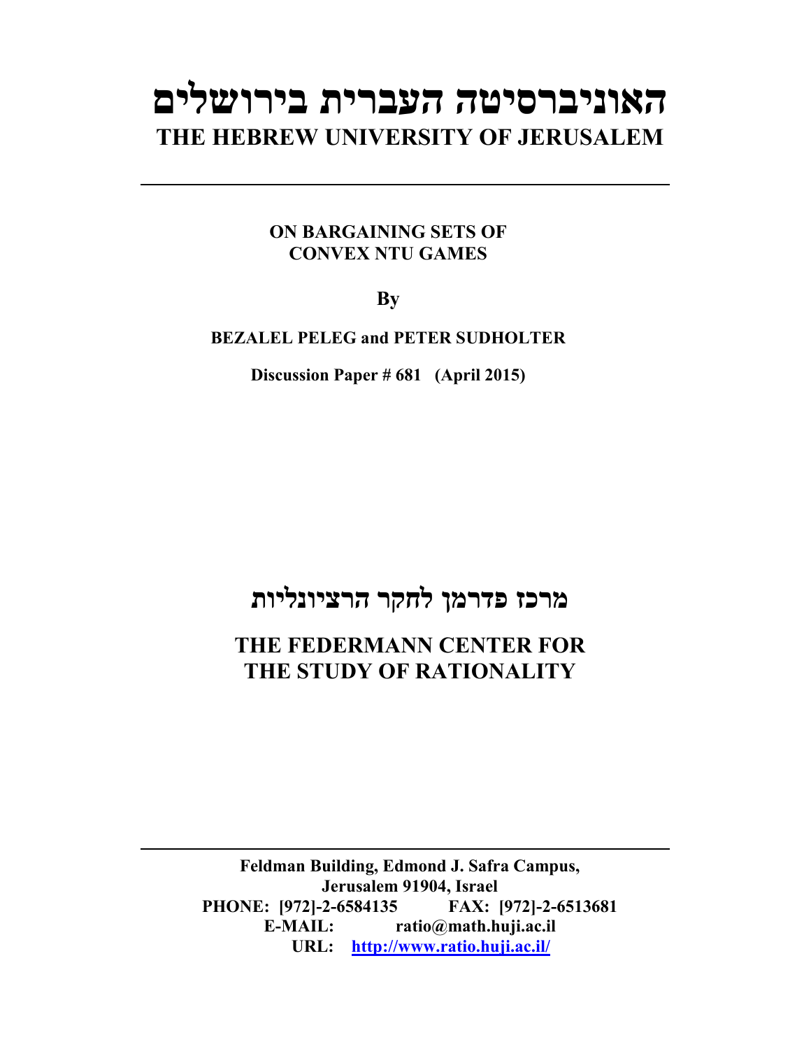# האוניברסיטה העברית בירושלים

# THE HEBREW UNIVERSITY OF JERUSALEM

---

**ON BARGAINING SETS OF CONVEX NTU GAMES**

**By**

**BEZALEL PELEG and PETER SUDHOLTER**

**Discussion Paper # 681 (April 2015)**

## מרכז פדרמן לחקר הרציונליות

## THE FEDERMANN CENTER FOR THE STUDY OF RATIONALITY

---

**Feldman Building, Edmond J. Safra Campus,**
**Jerusalem 91904, Israel**
**PHONE: [972]-2-6584135 FAX: [972]-2-6513681**
**E-MAIL: ratio@math.huji.ac.il**
**URL: http://www.ratio.huji.ac.il/**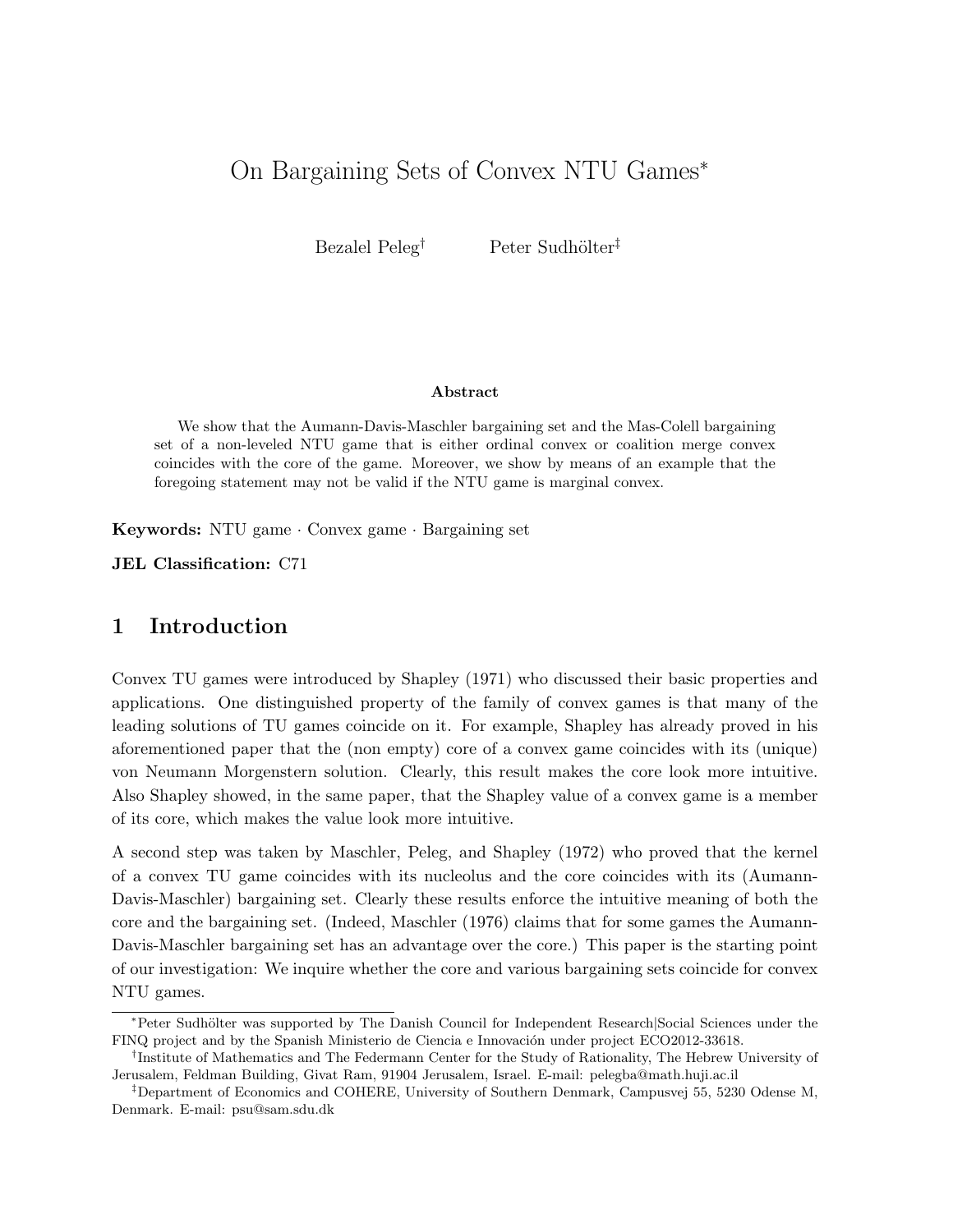# On Bargaining Sets of Convex NTU Games*

Bezalel Peleg[†] Peter Sudhölter[‡]

**Abstract**

We show that the Aumann-Davis-Maschler bargaining set and the Mas-Colell bargaining set of a non-leveled NTU game that is either ordinal convex or coalition merge convex coincides with the core of the game. Moreover, we show by means of an example that the foregoing statement may not be valid if the NTU game is marginal convex.

**Keywords:** NTU game · Convex game · Bargaining set

**JEL Classification:** C71

## 1 Introduction

Convex TU games were introduced by Shapley (1971) who discussed their basic properties and applications. One distinguished property of the family of convex games is that many of the leading solutions of TU games coincide on it. For example, Shapley has already proved in his aforementioned paper that the (non empty) core of a convex game coincides with its (unique) von Neumann Morgenstern solution. Clearly, this result makes the core look more intuitive. Also Shapley showed, in the same paper, that the Shapley value of a convex game is a member of its core, which makes the value look more intuitive.

A second step was taken by Maschler, Peleg, and Shapley (1972) who proved that the kernel of a convex TU game coincides with its nucleolus and the core coincides with its (Aumann-Davis-Maschler) bargaining set. Clearly these results enforce the intuitive meaning of both the core and the bargaining set. (Indeed, Maschler (1976) claims that for some games the Aumann-Davis-Maschler bargaining set has an advantage over the core.) This paper is the starting point of our investigation: We inquire whether the core and various bargaining sets coincide for convex NTU games.

---

*Peter Sudhölter was supported by The Danish Council for Independent Research|Social Sciences under the FINQ project and by the Spanish Ministerio de Ciencia e Innovación under project ECO2012-33618.

[†]Institute of Mathematics and The Federmann Center for the Study of Rationality, The Hebrew University of Jerusalem, Feldman Building, Givat Ram, 91904 Jerusalem, Israel. E-mail: pelegba@math.huji.ac.il

[‡]Department of Economics and COHERE, University of Southern Denmark, Campusvej 55, 5230 Odense M, Denmark. E-mail: psu@sam.sdu.dk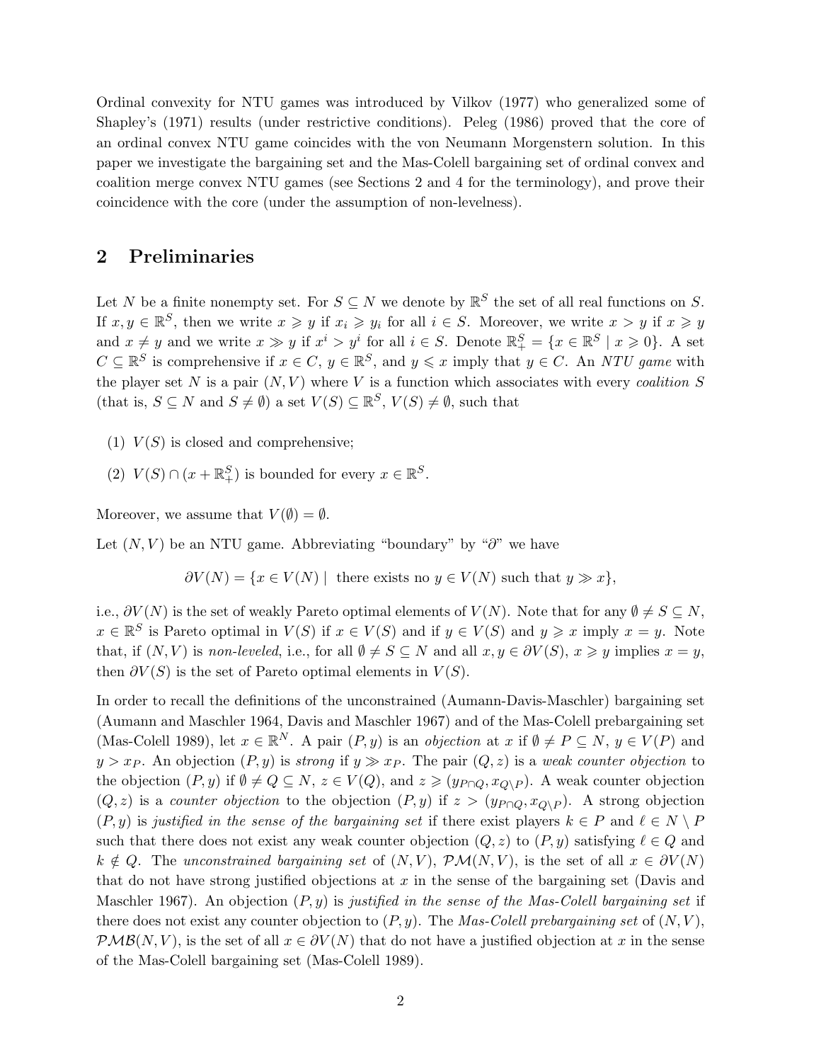Ordinal convexity for NTU games was introduced by Vilkov (1977) who generalized some of Shapley's (1971) results (under restrictive conditions). Peleg (1986) proved that the core of an ordinal convex NTU game coincides with the von Neumann Morgenstern solution. In this paper we investigate the bargaining set and the Mas-Colell bargaining set of ordinal convex and coalition merge convex NTU games (see Sections 2 and 4 for the terminology), and prove their coincidence with the core (under the assumption of non-levelness).

## 2 Preliminaries

Let $N$ be a finite nonempty set. For $S \subseteq N$ we denote by $\mathbb{R}^S$ the set of all real functions on $S$. If $x, y \in \mathbb{R}^S$, then we write $x \geqslant y$ if $x_i \geqslant y_i$ for all $i \in S$. Moreover, we write $x > y$ if $x \geqslant y$ and $x \neq y$ and we write $x \gg y$ if $x^i > y^i$ for all $i \in S$. Denote $\mathbb{R}^S_+ = \{x \in \mathbb{R}^S \mid x \geqslant 0\}$. A set $C \subseteq \mathbb{R}^S$ is comprehensive if $x \in C$, $y \in \mathbb{R}^S$, and $y \leqslant x$ imply that $y \in C$. An *NTU game* with the player set $N$ is a pair $(N, V)$ where $V$ is a function which associates with every *coalition* $S$ (that is, $S \subseteq N$ and $S \neq \emptyset$) a set $V(S) \subseteq \mathbb{R}^S$, $V(S) \neq \emptyset$, such that

(1) $V(S)$ is closed and comprehensive;

(2) $V(S) \cap (x + \mathbb{R}^S_+)$ is bounded for every $x \in \mathbb{R}^S$.

Moreover, we assume that $V(\emptyset) = \emptyset$.

Let $(N, V)$ be an NTU game. Abbreviating "boundary" by "$\partial$" we have

$$\partial V(N) = \{x \in V(N) \mid \text{ there exists no } y \in V(N) \text{ such that } y \gg x\},$$

i.e., $\partial V(N)$ is the set of weakly Pareto optimal elements of $V(N)$. Note that for any $\emptyset \neq S \subseteq N$, $x \in \mathbb{R}^S$ is Pareto optimal in $V(S)$ if $x \in V(S)$ and if $y \in V(S)$ and $y \geqslant x$ imply $x = y$. Note that, if $(N, V)$ is *non-leveled*, i.e., for all $\emptyset \neq S \subseteq N$ and all $x, y \in \partial V(S)$, $x \geqslant y$ implies $x = y$, then $\partial V(S)$ is the set of Pareto optimal elements in $V(S)$.

In order to recall the definitions of the unconstrained (Aumann-Davis-Maschler) bargaining set (Aumann and Maschler 1964, Davis and Maschler 1967) and of the Mas-Colell prebargaining set (Mas-Colell 1989), let $x \in \mathbb{R}^N$. A pair $(P, y)$ is an *objection* at $x$ if $\emptyset \neq P \subseteq N$, $y \in V(P)$ and $y > x_P$. An objection $(P, y)$ is *strong* if $y \gg x_P$. The pair $(Q, z)$ is a *weak counter objection* to the objection $(P, y)$ if $\emptyset \neq Q \subseteq N$, $z \in V(Q)$, and $z \geqslant (y_{P \cap Q}, x_{Q \setminus P})$. A weak counter objection $(Q, z)$ is a *counter objection* to the objection $(P, y)$ if $z > (y_{P \cap Q}, x_{Q \setminus P})$. A strong objection $(P, y)$ is *justified in the sense of the bargaining set* if there exist players $k \in P$ and $\ell \in N \setminus P$ such that there does not exist any weak counter objection $(Q, z)$ to $(P, y)$ satisfying $\ell \in Q$ and $k \notin Q$. The *unconstrained bargaining set* of $(N, V)$, $\mathcal{PM}(N, V)$, is the set of all $x \in \partial V(N)$ that do not have strong justified objections at $x$ in the sense of the bargaining set (Davis and Maschler 1967). An objection $(P, y)$ is *justified in the sense of the Mas-Colell bargaining set* if there does not exist any counter objection to $(P, y)$. The *Mas-Colell prebargaining set* of $(N, V)$, $\mathcal{PMB}(N, V)$, is the set of all $x \in \partial V(N)$ that do not have a justified objection at $x$ in the sense of the Mas-Colell bargaining set (Mas-Colell 1989).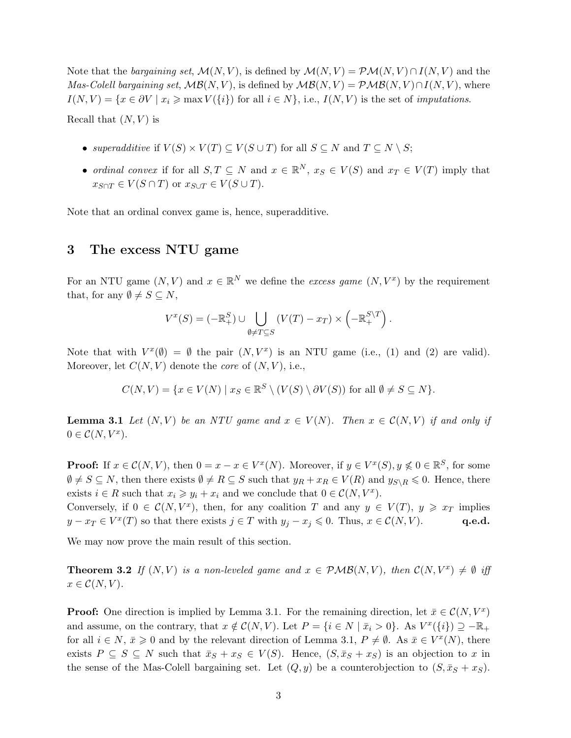Note that the *bargaining set*, $\mathcal{M}(N,V)$, is defined by $\mathcal{M}(N,V) = \mathcal{PM}(N,V) \cap I(N,V)$ and the *Mas-Colell bargaining set*, $\mathcal{MB}(N,V)$, is defined by $\mathcal{MB}(N,V) = \mathcal{PMB}(N,V) \cap I(N,V)$, where $I(N,V) = \{x \in \partial V \mid x_i \geqslant \max V(\{i\}) \text{ for all } i \in N\}$, i.e., $I(N,V)$ is the set of *imputations*.

Recall that $(N,V)$ is

- *superadditive* if $V(S) \times V(T) \subseteq V(S \cup T)$ for all $S \subseteq N$ and $T \subseteq N \setminus S$;
- *ordinal convex* if for all $S, T \subseteq N$ and $x \in \mathbb{R}^N$, $x_S \in V(S)$ and $x_T \in V(T)$ imply that $x_{S \cap T} \in V(S \cap T)$ or $x_{S \cup T} \in V(S \cup T)$.

Note that an ordinal convex game is, hence, superadditive.

## 3 The excess NTU game

For an NTU game $(N,V)$ and $x \in \mathbb{R}^N$ we define the *excess game* $(N, V^x)$ by the requirement that, for any $\emptyset \neq S \subseteq N$,

$$V^x(S) = (-\mathbb{R}^S_+) \cup \bigcup_{\emptyset \neq T \subseteq S} (V(T) - x_T) \times \left(-\mathbb{R}^{S \setminus T}_+\right).$$

Note that with $V^x(\emptyset) = \emptyset$ the pair $(N, V^x)$ is an NTU game (i.e., (1) and (2) are valid). Moreover, let $C(N,V)$ denote the *core* of $(N,V)$, i.e.,

$$C(N,V) = \{x \in V(N) \mid x_S \in \mathbb{R}^S \setminus (V(S) \setminus \partial V(S)) \text{ for all } \emptyset \neq S \subseteq N\}.$$

**Lemma 3.1** *Let $(N,V)$ be an NTU game and $x \in V(N)$. Then $x \in \mathcal{C}(N,V)$ if and only if $0 \in \mathcal{C}(N, V^x)$.*

**Proof:** If $x \in \mathcal{C}(N,V)$, then $0 = x - x \in V^x(N)$. Moreover, if $y \in V^x(S), y \not\leqslant 0 \in \mathbb{R}^S$, for some $\emptyset \neq S \subseteq N$, then there exists $\emptyset \neq R \subseteq S$ such that $y_R + x_R \in V(R)$ and $y_{S \setminus R} \leqslant 0$. Hence, there exists $i \in R$ such that $x_i \geqslant y_i + x_i$ and we conclude that $0 \in \mathcal{C}(N, V^x)$.
Conversely, if $0 \in \mathcal{C}(N, V^x)$, then, for any coalition $T$ and any $y \in V(T)$, $y \geqslant x_T$ implies $y - x_T \in V^x(T)$ so that there exists $j \in T$ with $y_j - x_j \leqslant 0$. Thus, $x \in \mathcal{C}(N,V)$. **q.e.d.**

We may now prove the main result of this section.

**Theorem 3.2** *If $(N,V)$ is a non-leveled game and $x \in \mathcal{PMB}(N,V)$, then $\mathcal{C}(N,V^x) \neq \emptyset$ iff $x \in \mathcal{C}(N,V)$.*

**Proof:** One direction is implied by Lemma 3.1. For the remaining direction, let $\bar{x} \in \mathcal{C}(N, V^x)$ and assume, on the contrary, that $x \notin \mathcal{C}(N,V)$. Let $P = \{i \in N \mid \bar{x}_i > 0\}$. As $V^x(\{i\}) \supseteq -\mathbb{R}_+$ for all $i \in N$, $\bar{x} \geqslant 0$ and by the relevant direction of Lemma 3.1, $P \neq \emptyset$. As $\bar{x} \in V^x(N)$, there exists $P \subseteq S \subseteq N$ such that $\bar{x}_S + x_S \in V(S)$. Hence, $(S, \bar{x}_S + x_S)$ is an objection to $x$ in the sense of the Mas-Colell bargaining set. Let $(Q, y)$ be a counterobjection to $(S, \bar{x}_S + x_S)$.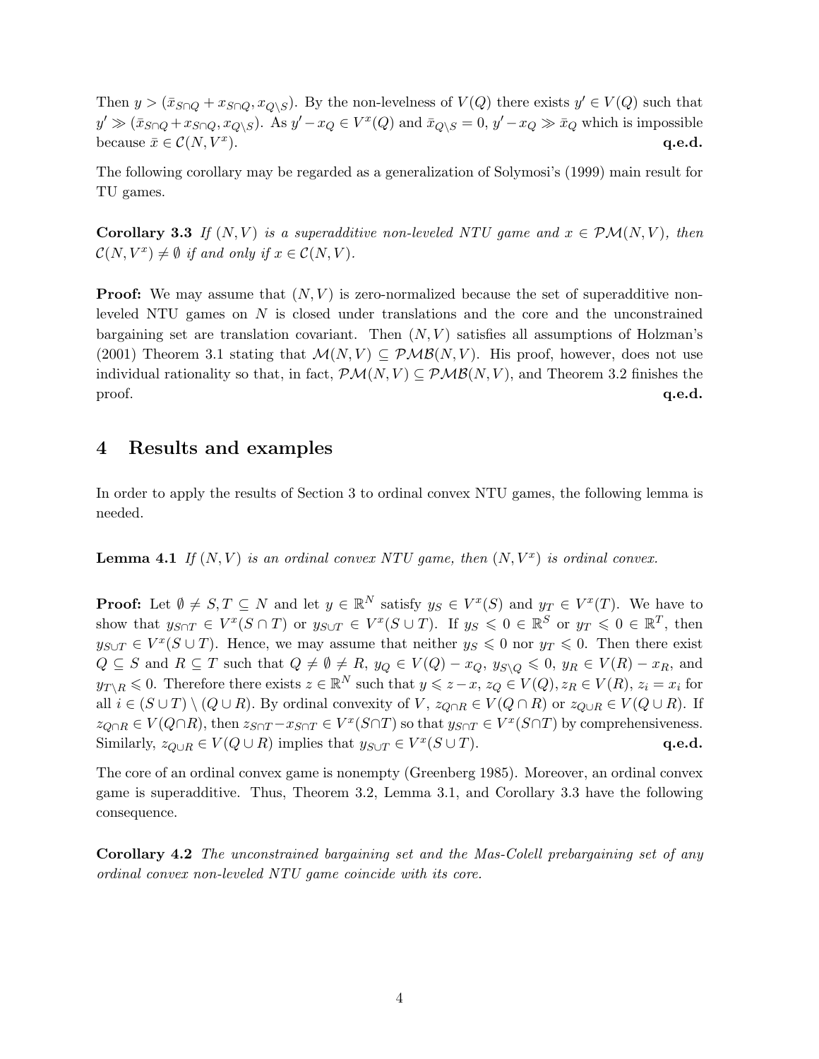Then $y > (\bar{x}_{S\cap Q} + x_{S\cap Q}, x_{Q\setminus S})$. By the non-levelness of $V(Q)$ there exists $y' \in V(Q)$ such that $y' \gg (\bar{x}_{S\cap Q} + x_{S\cap Q}, x_{Q\setminus S})$. As $y' - x_Q \in V^x(Q)$ and $\bar{x}_{Q\setminus S} = 0$, $y' - x_Q \gg \bar{x}_Q$ which is impossible because $\bar{x} \in \mathcal{C}(N, V^x)$. **q.e.d.**

The following corollary may be regarded as a generalization of Solymosi's (1999) main result for TU games.

**Corollary 3.3** *If $(N, V)$ is a superadditive non-leveled NTU game and $x \in \mathcal{PM}(N, V)$, then $\mathcal{C}(N, V^x) \neq \emptyset$ if and only if $x \in \mathcal{C}(N, V)$.*

**Proof:** We may assume that $(N, V)$ is zero-normalized because the set of superadditive non-leveled NTU games on $N$ is closed under translations and the core and the unconstrained bargaining set are translation covariant. Then $(N, V)$ satisfies all assumptions of Holzman's (2001) Theorem 3.1 stating that $\mathcal{M}(N, V) \subseteq \mathcal{PMB}(N, V)$. His proof, however, does not use individual rationality so that, in fact, $\mathcal{PM}(N, V) \subseteq \mathcal{PMB}(N, V)$, and Theorem 3.2 finishes the proof. **q.e.d.**

## 4 Results and examples

In order to apply the results of Section 3 to ordinal convex NTU games, the following lemma is needed.

**Lemma 4.1** *If $(N, V)$ is an ordinal convex NTU game, then $(N, V^x)$ is ordinal convex.*

**Proof:** Let $\emptyset \neq S, T \subseteq N$ and let $y \in \mathbb{R}^N$ satisfy $y_S \in V^x(S)$ and $y_T \in V^x(T)$. We have to show that $y_{S\cap T} \in V^x(S \cap T)$ or $y_{S\cup T} \in V^x(S \cup T)$. If $y_S \leqslant 0 \in \mathbb{R}^S$ or $y_T \leqslant 0 \in \mathbb{R}^T$, then $y_{S\cup T} \in V^x(S \cup T)$. Hence, we may assume that neither $y_S \leqslant 0$ nor $y_T \leqslant 0$. Then there exist $Q \subseteq S$ and $R \subseteq T$ such that $Q \neq \emptyset \neq R$, $y_Q \in V(Q) - x_Q$, $y_{S\setminus Q} \leqslant 0$, $y_R \in V(R) - x_R$, and $y_{T\setminus R} \leqslant 0$. Therefore there exists $z \in \mathbb{R}^N$ such that $y \leqslant z - x$, $z_Q \in V(Q), z_R \in V(R)$, $z_i = x_i$ for all $i \in (S \cup T) \setminus (Q \cup R)$. By ordinal convexity of $V$, $z_{Q\cap R} \in V(Q \cap R)$ or $z_{Q\cup R} \in V(Q \cup R)$. If $z_{Q\cap R} \in V(Q\cap R)$, then $z_{S\cap T} - x_{S\cap T} \in V^x(S\cap T)$ so that $y_{S\cap T} \in V^x(S\cap T)$ by comprehensiveness. Similarly, $z_{Q\cup R} \in V(Q \cup R)$ implies that $y_{S\cup T} \in V^x(S \cup T)$. **q.e.d.**

The core of an ordinal convex game is nonempty (Greenberg 1985). Moreover, an ordinal convex game is superadditive. Thus, Theorem 3.2, Lemma 3.1, and Corollary 3.3 have the following consequence.

**Corollary 4.2** *The unconstrained bargaining set and the Mas-Colell prebargaining set of any ordinal convex non-leveled NTU game coincide with its core.*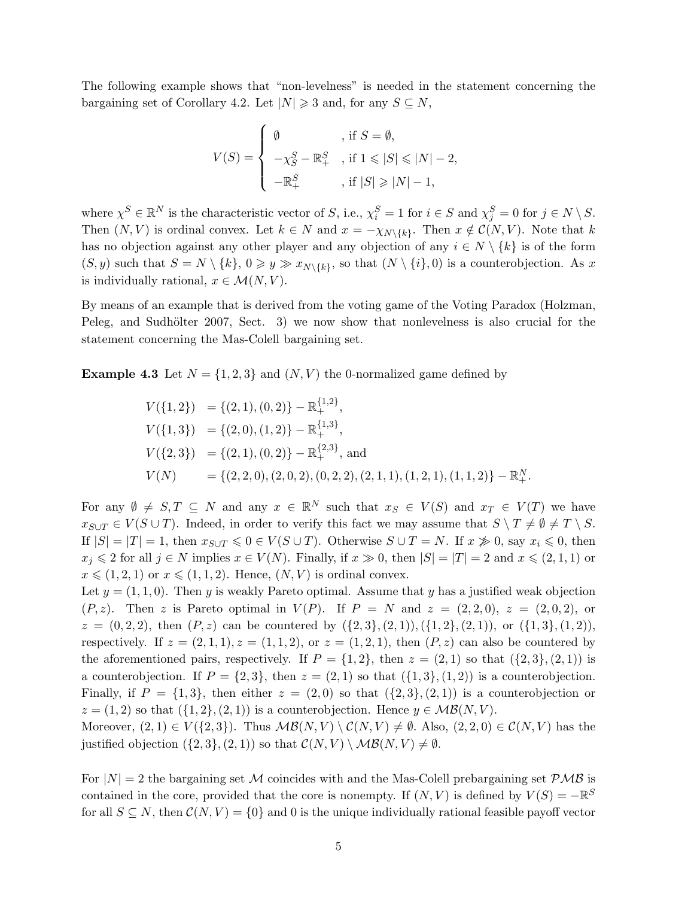The following example shows that "non-levelness" is needed in the statement concerning the bargaining set of Corollary 4.2. Let $|N| \geqslant 3$ and, for any $S \subseteq N$,

$$V(S) = \begin{cases} \emptyset & \text{, if } S = \emptyset, \\ -\chi^S_S - \mathbb{R}^S_+ & \text{, if } 1 \leqslant |S| \leqslant |N| - 2, \\ -\mathbb{R}^S_+ & \text{, if } |S| \geqslant |N| - 1, \end{cases}$$

where $\chi^S \in \mathbb{R}^N$ is the characteristic vector of $S$, i.e., $\chi^S_i = 1$ for $i \in S$ and $\chi^S_j = 0$ for $j \in N \setminus S$. Then $(N, V)$ is ordinal convex. Let $k \in N$ and $x = -\chi_{N \setminus \{k\}}$. Then $x \notin \mathcal{C}(N, V)$. Note that $k$ has no objection against any other player and any objection of any $i \in N \setminus \{k\}$ is of the form $(S, y)$ such that $S = N \setminus \{k\}$, $0 \geqslant y \gg x_{N \setminus \{k\}}$, so that $(N \setminus \{i\}, 0)$ is a counterobjection. As $x$ is individually rational, $x \in \mathcal{M}(N, V)$.

By means of an example that is derived from the voting game of the Voting Paradox (Holzman, Peleg, and Sudhölter 2007, Sect. 3) we now show that nonlevelness is also crucial for the statement concerning the Mas-Colell bargaining set.

**Example 4.3** Let $N = \{1, 2, 3\}$ and $(N, V)$ the 0-normalized game defined by

$$\begin{aligned} V(\{1,2\}) &= \{(2,1),(0,2)\} - \mathbb{R}^{\{1,2\}}_+, \\ V(\{1,3\}) &= \{(2,0),(1,2)\} - \mathbb{R}^{\{1,3\}}_+, \\ V(\{2,3\}) &= \{(2,1),(0,2)\} - \mathbb{R}^{\{2,3\}}_+, \text{ and} \\ V(N) &= \{(2,2,0),(2,0,2),(0,2,2),(2,1,1),(1,2,1),(1,1,2)\} - \mathbb{R}^N_+. \end{aligned}$$

For any $\emptyset \neq S, T \subseteq N$ and any $x \in \mathbb{R}^N$ such that $x_S \in V(S)$ and $x_T \in V(T)$ we have $x_{S \cup T} \in V(S \cup T)$. Indeed, in order to verify this fact we may assume that $S \setminus T \neq \emptyset \neq T \setminus S$. If $|S| = |T| = 1$, then $x_{S \cup T} \leqslant 0 \in V(S \cup T)$. Otherwise $S \cup T = N$. If $x \not\gg 0$, say $x_i \leqslant 0$, then $x_j \leqslant 2$ for all $j \in N$ implies $x \in V(N)$. Finally, if $x \gg 0$, then $|S| = |T| = 2$ and $x \leqslant (2,1,1)$ or $x \leqslant (1,2,1)$ or $x \leqslant (1,1,2)$. Hence, $(N, V)$ is ordinal convex.

Let $y = (1, 1, 0)$. Then $y$ is weakly Pareto optimal. Assume that $y$ has a justified weak objection $(P, z)$. Then $z$ is Pareto optimal in $V(P)$. If $P = N$ and $z = (2,2,0)$, $z = (2,0,2)$, or $z = (0,2,2)$, then $(P, z)$ can be countered by $(\{2,3\},(2,1)), (\{1,2\},(2,1))$, or $(\{1,3\},(1,2))$, respectively. If $z = (2,1,1), z = (1,1,2)$, or $z = (1,2,1)$, then $(P, z)$ can also be countered by the aforementioned pairs, respectively. If $P = \{1,2\}$, then $z = (2,1)$ so that $(\{2,3\},(2,1))$ is a counterobjection. If $P = \{2,3\}$, then $z = (2,1)$ so that $(\{1,3\},(1,2))$ is a counterobjection. Finally, if $P = \{1,3\}$, then either $z = (2,0)$ so that $(\{2,3\},(2,1))$ is a counterobjection or $z = (1,2)$ so that $(\{1,2\},(2,1))$ is a counterobjection. Hence $y \in \mathcal{MB}(N, V)$.

Moreover, $(2,1) \in V(\{2,3\})$. Thus $\mathcal{MB}(N, V) \setminus \mathcal{C}(N, V) \neq \emptyset$. Also, $(2,2,0) \in \mathcal{C}(N, V)$ has the justified objection $(\{2,3\},(2,1))$ so that $\mathcal{C}(N, V) \setminus \mathcal{MB}(N, V) \neq \emptyset$.

For $|N| = 2$ the bargaining set $\mathcal{M}$ coincides with and the Mas-Colell prebargaining set $\mathcal{PMB}$ is contained in the core, provided that the core is nonempty. If $(N, V)$ is defined by $V(S) = -\mathbb{R}^S$ for all $S \subseteq N$, then $\mathcal{C}(N, V) = \{0\}$ and 0 is the unique individually rational feasible payoff vector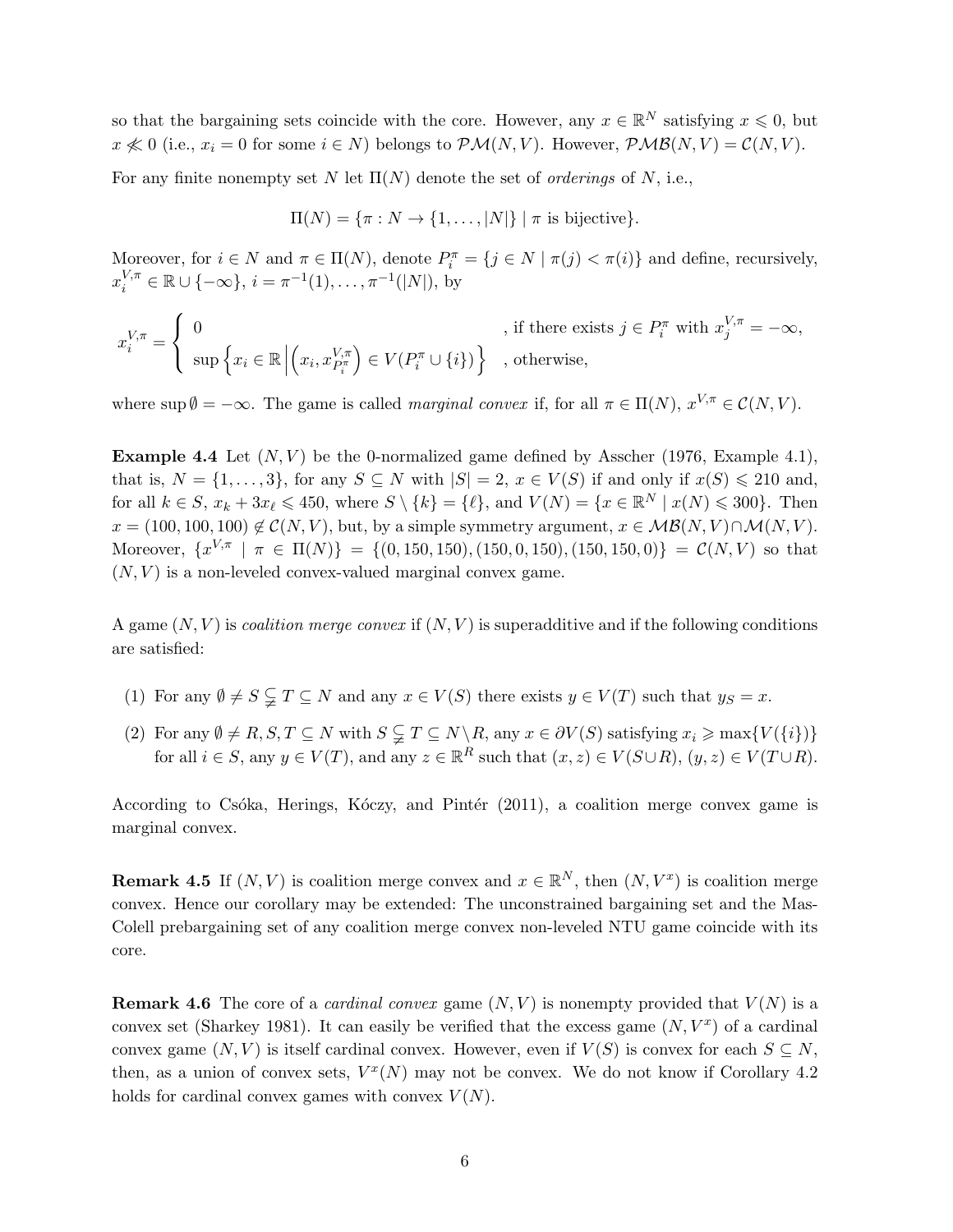so that the bargaining sets coincide with the core. However, any $x \in \mathbb{R}^N$ satisfying $x \leqslant 0$, but $x \not\ll 0$ (i.e., $x_i = 0$ for some $i \in N$) belongs to $\mathcal{PM}(N,V)$. However, $\mathcal{PMB}(N,V) = \mathcal{C}(N,V)$.

For any finite nonempty set $N$ let $\Pi(N)$ denote the set of *orderings* of $N$, i.e.,

$$\Pi(N) = \{\pi : N \to \{1, \ldots, |N|\} \mid \pi \text{ is bijective}\}.$$

Moreover, for $i \in N$ and $\pi \in \Pi(N)$, denote $P_i^\pi = \{j \in N \mid \pi(j) < \pi(i)\}$ and define, recursively, $x_i^{V,\pi} \in \mathbb{R} \cup \{-\infty\}$, $i = \pi^{-1}(1), \ldots, \pi^{-1}(|N|)$, by

$$x_i^{V,\pi} = \begin{cases} 0 & \text{, if there exists } j \in P_i^\pi \text{ with } x_j^{V,\pi} = -\infty, \\ \sup\left\{ x_i \in \mathbb{R} \,\middle|\, \left(x_i, x_{P_i^\pi}^{V,\pi}\right) \in V(P_i^\pi \cup \{i\}) \right\} & \text{, otherwise,} \end{cases}$$

where $\sup \emptyset = -\infty$. The game is called *marginal convex* if, for all $\pi \in \Pi(N)$, $x^{V,\pi} \in \mathcal{C}(N,V)$.

**Example 4.4** Let $(N,V)$ be the 0-normalized game defined by Asscher (1976, Example 4.1), that is, $N = \{1, \ldots, 3\}$, for any $S \subseteq N$ with $|S| = 2$, $x \in V(S)$ if and only if $x(S) \leqslant 210$ and, for all $k \in S$, $x_k + 3x_\ell \leqslant 450$, where $S \setminus \{k\} = \{\ell\}$, and $V(N) = \{x \in \mathbb{R}^N \mid x(N) \leqslant 300\}$. Then $x = (100, 100, 100) \notin \mathcal{C}(N,V)$, but, by a simple symmetry argument, $x \in \mathcal{MB}(N,V) \cap \mathcal{M}(N,V)$. Moreover, $\{x^{V,\pi} \mid \pi \in \Pi(N)\} = \{(0, 150, 150), (150, 0, 150), (150, 150, 0)\} = \mathcal{C}(N,V)$ so that $(N,V)$ is a non-leveled convex-valued marginal convex game.

A game $(N,V)$ is *coalition merge convex* if $(N,V)$ is superadditive and if the following conditions are satisfied:

1. For any $\emptyset \neq S \subsetneqq T \subseteq N$ and any $x \in V(S)$ there exists $y \in V(T)$ such that $y_S = x$.
2. For any $\emptyset \neq R, S, T \subseteq N$ with $S \subsetneqq T \subseteq N \setminus R$, any $x \in \partial V(S)$ satisfying $x_i \geqslant \max\{V(\{i\})\}$ for all $i \in S$, any $y \in V(T)$, and any $z \in \mathbb{R}^R$ such that $(x,z) \in V(S \cup R)$, $(y,z) \in V(T \cup R)$.

According to Csóka, Herings, Kóczy, and Pintér (2011), a coalition merge convex game is marginal convex.

**Remark 4.5** If $(N,V)$ is coalition merge convex and $x \in \mathbb{R}^N$, then $(N,V^x)$ is coalition merge convex. Hence our corollary may be extended: The unconstrained bargaining set and the Mas-Colell prebargaining set of any coalition merge convex non-leveled NTU game coincide with its core.

**Remark 4.6** The core of a *cardinal convex* game $(N,V)$ is nonempty provided that $V(N)$ is a convex set (Sharkey 1981). It can easily be verified that the excess game $(N,V^x)$ of a cardinal convex game $(N,V)$ is itself cardinal convex. However, even if $V(S)$ is convex for each $S \subseteq N$, then, as a union of convex sets, $V^x(N)$ may not be convex. We do not know if Corollary 4.2 holds for cardinal convex games with convex $V(N)$.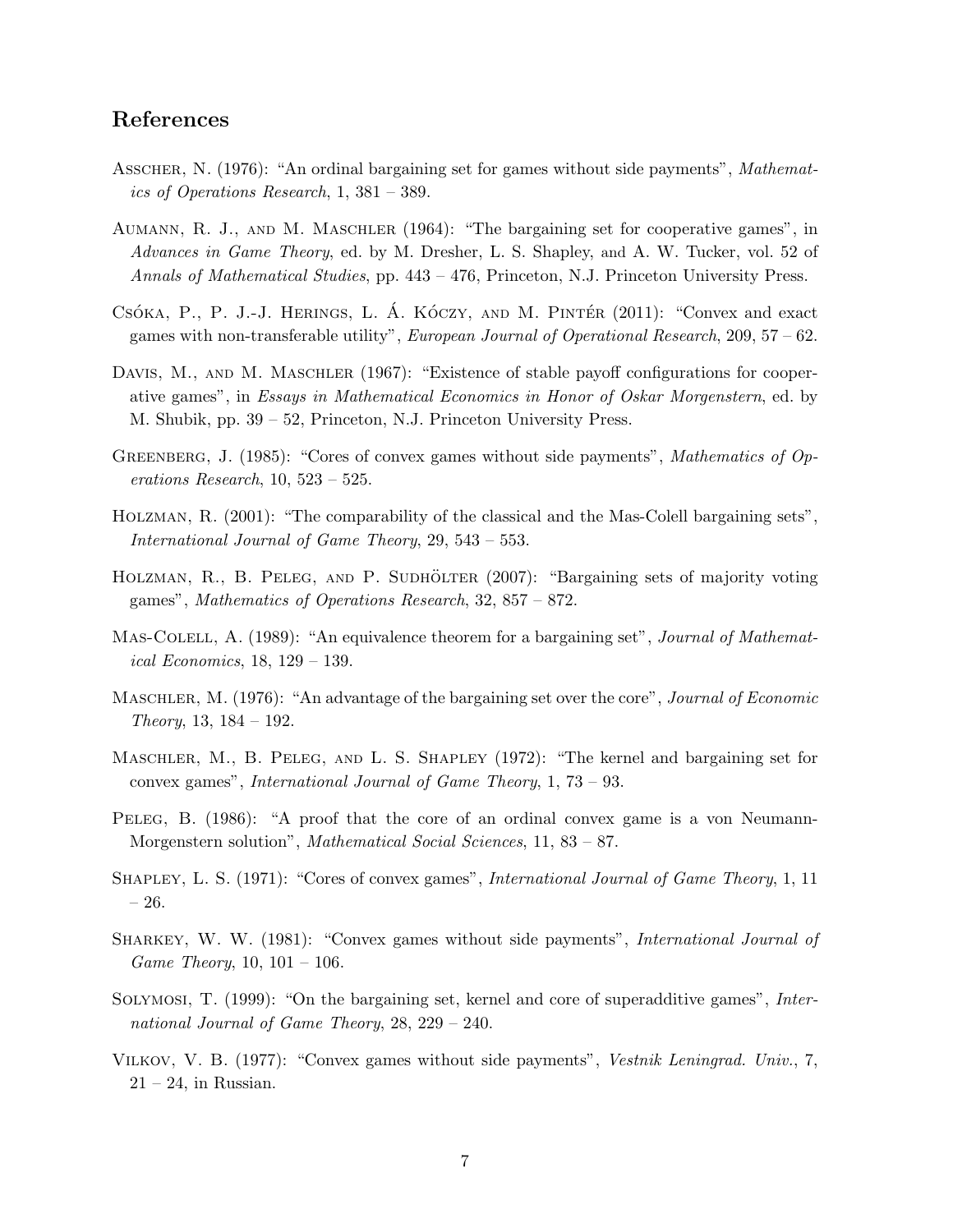## References

Asscher, N. (1976): "An ordinal bargaining set for games without side payments", *Mathematics of Operations Research*, 1, 381 – 389.

Aumann, R. J., and M. Maschler (1964): "The bargaining set for cooperative games", in *Advances in Game Theory*, ed. by M. Dresher, L. S. Shapley, and A. W. Tucker, vol. 52 of *Annals of Mathematical Studies*, pp. 443 – 476, Princeton, N.J. Princeton University Press.

Csóka, P., P. J.-J. Herings, L. Á. Kóczy, and M. Pintér (2011): "Convex and exact games with non-transferable utility", *European Journal of Operational Research*, 209, 57 – 62.

Davis, M., and M. Maschler (1967): "Existence of stable payoff configurations for cooperative games", in *Essays in Mathematical Economics in Honor of Oskar Morgenstern*, ed. by M. Shubik, pp. 39 – 52, Princeton, N.J. Princeton University Press.

Greenberg, J. (1985): "Cores of convex games without side payments", *Mathematics of Operations Research*, 10, 523 – 525.

Holzman, R. (2001): "The comparability of the classical and the Mas-Colell bargaining sets", *International Journal of Game Theory*, 29, 543 – 553.

Holzman, R., B. Peleg, and P. Sudhölter (2007): "Bargaining sets of majority voting games", *Mathematics of Operations Research*, 32, 857 – 872.

Mas-Colell, A. (1989): "An equivalence theorem for a bargaining set", *Journal of Mathematical Economics*, 18, 129 – 139.

Maschler, M. (1976): "An advantage of the bargaining set over the core", *Journal of Economic Theory*, 13, 184 – 192.

Maschler, M., B. Peleg, and L. S. Shapley (1972): "The kernel and bargaining set for convex games", *International Journal of Game Theory*, 1, 73 – 93.

Peleg, B. (1986): "A proof that the core of an ordinal convex game is a von Neumann-Morgenstern solution", *Mathematical Social Sciences*, 11, 83 – 87.

Shapley, L. S. (1971): "Cores of convex games", *International Journal of Game Theory*, 1, 11 – 26.

Sharkey, W. W. (1981): "Convex games without side payments", *International Journal of Game Theory*, 10, 101 – 106.

Solymosi, T. (1999): "On the bargaining set, kernel and core of superadditive games", *International Journal of Game Theory*, 28, 229 – 240.

Vilkov, V. B. (1977): "Convex games without side payments", *Vestnik Leningrad. Univ.*, 7, 21 – 24, in Russian.